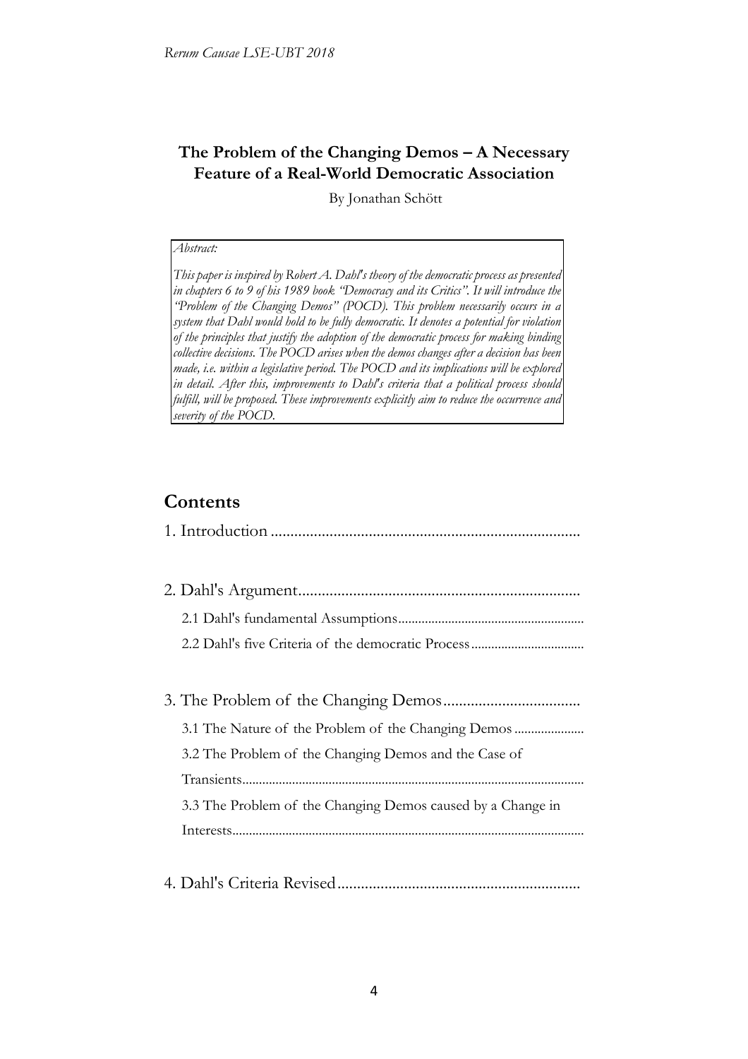# The Problem of the Changing Demos – A Necessary Feature of a Real-World Democratic Association

By Jonathan Schött

> *Abstract:*
>
> *This paper is inspired by Robert A. Dahl's theory of the democratic process as presented in chapters 6 to 9 of his 1989 book "Democracy and its Critics". It will introduce the "Problem of the Changing Demos" (POCD). This problem necessarily occurs in a system that Dahl would hold to be fully democratic. It denotes a potential for violation of the principles that justify the adoption of the democratic process for making binding collective decisions. The POCD arises when the demos changes after a decision has been made, i.e. within a legislative period. The POCD and its implications will be explored in detail. After this, improvements to Dahl's criteria that a political process should fulfill, will be proposed. These improvements explicitly aim to reduce the occurrence and severity of the POCD.*

## Contents

1. Introduction

2. Dahl's Argument
   - 2.1 Dahl's fundamental Assumptions
   - 2.2 Dahl's five Criteria of the democratic Process

3. The Problem of the Changing Demos
   - 3.1 The Nature of the Problem of the Changing Demos
   - 3.2 The Problem of the Changing Demos and the Case of Transients
   - 3.3 The Problem of the Changing Demos caused by a Change in Interests

4. Dahl's Criteria Revised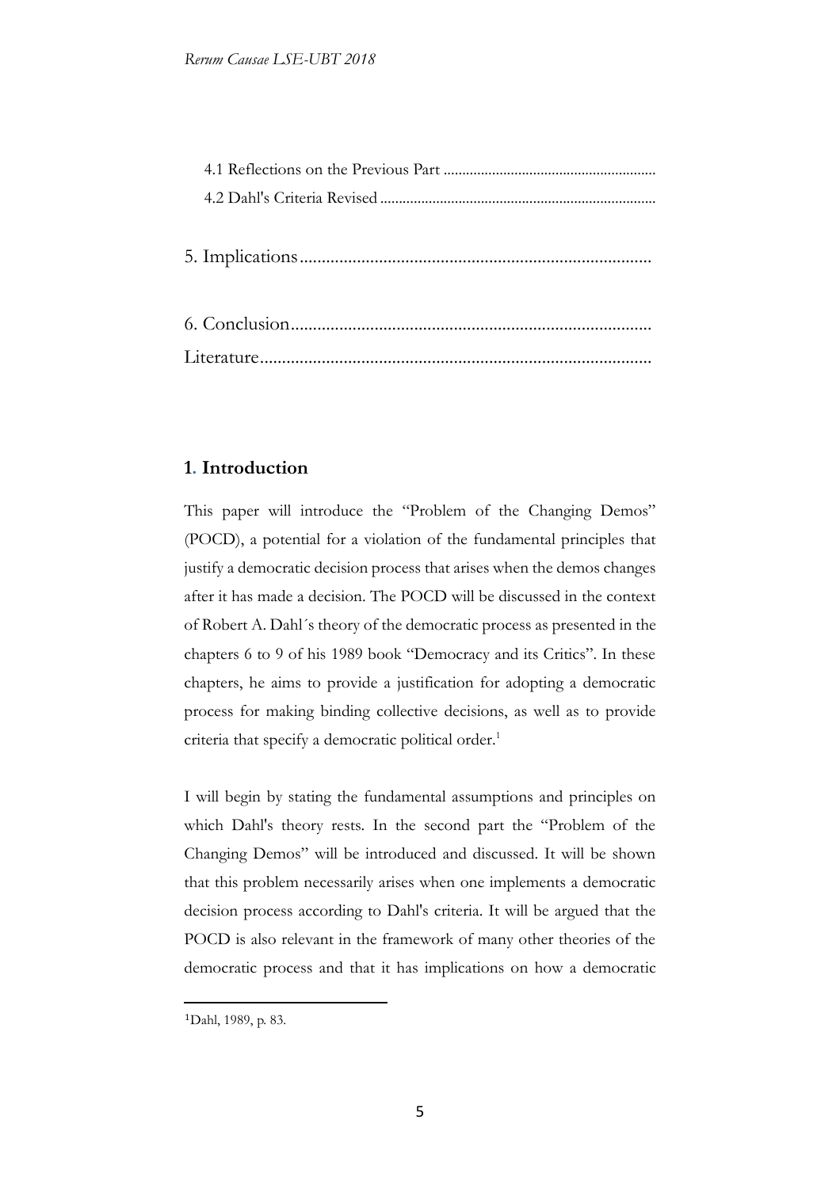4.1 Reflections on the Previous Part ........................................................
4.2 Dahl's Criteria Revised .........................................................................

5. Implications................................................................................

6. Conclusion..................................................................................
Literature.........................................................................................

## 1. Introduction

This paper will introduce the "Problem of the Changing Demos" (POCD), a potential for a violation of the fundamental principles that justify a democratic decision process that arises when the demos changes after it has made a decision. The POCD will be discussed in the context of Robert A. Dahl´s theory of the democratic process as presented in the chapters 6 to 9 of his 1989 book "Democracy and its Critics". In these chapters, he aims to provide a justification for adopting a democratic process for making binding collective decisions, as well as to provide criteria that specify a democratic political order.[1]

I will begin by stating the fundamental assumptions and principles on which Dahl's theory rests. In the second part the "Problem of the Changing Demos" will be introduced and discussed. It will be shown that this problem necessarily arises when one implements a democratic decision process according to Dahl's criteria. It will be argued that the POCD is also relevant in the framework of many other theories of the democratic process and that it has implications on how a democratic

[1] Dahl, 1989, p. 83.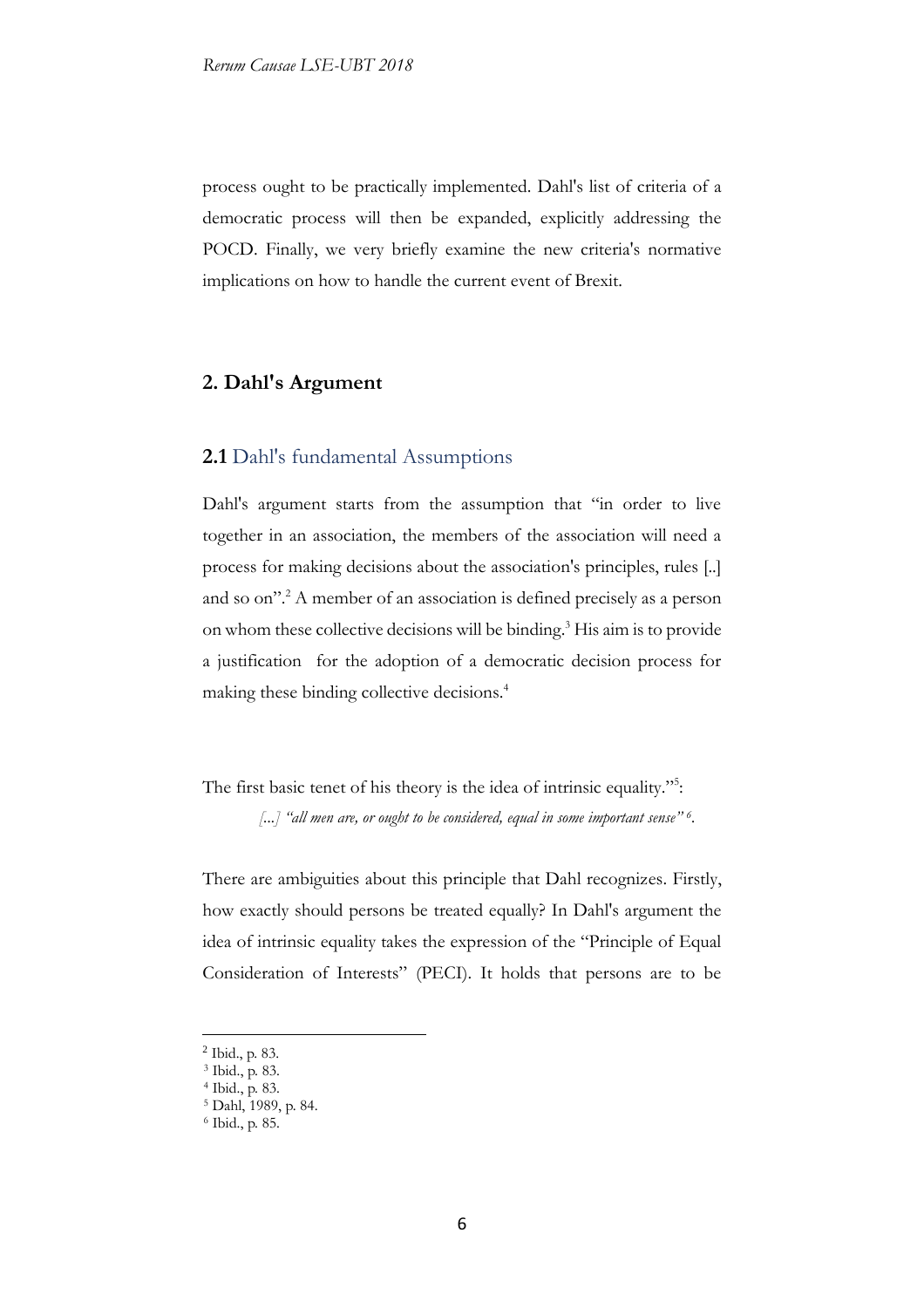process ought to be practically implemented. Dahl's list of criteria of a democratic process will then be expanded, explicitly addressing the POCD. Finally, we very briefly examine the new criteria's normative implications on how to handle the current event of Brexit.

## 2. Dahl's Argument

### 2.1 Dahl's fundamental Assumptions

Dahl's argument starts from the assumption that "in order to live together in an association, the members of the association will need a process for making decisions about the association's principles, rules [..] and so on".[2] A member of an association is defined precisely as a person on whom these collective decisions will be binding.[3] His aim is to provide a justification for the adoption of a democratic decision process for making these binding collective decisions.[4]

The first basic tenet of his theory is the idea of intrinsic equality."[5]:

> *[...] "all men are, or ought to be considered, equal in some important sense"*[6].

There are ambiguities about this principle that Dahl recognizes. Firstly, how exactly should persons be treated equally? In Dahl's argument the idea of intrinsic equality takes the expression of the "Principle of Equal Consideration of Interests" (PECI). It holds that persons are to be

---

[2] Ibid., p. 83.
[3] Ibid., p. 83.
[4] Ibid., p. 83.
[5] Dahl, 1989, p. 84.
[6] Ibid., p. 85.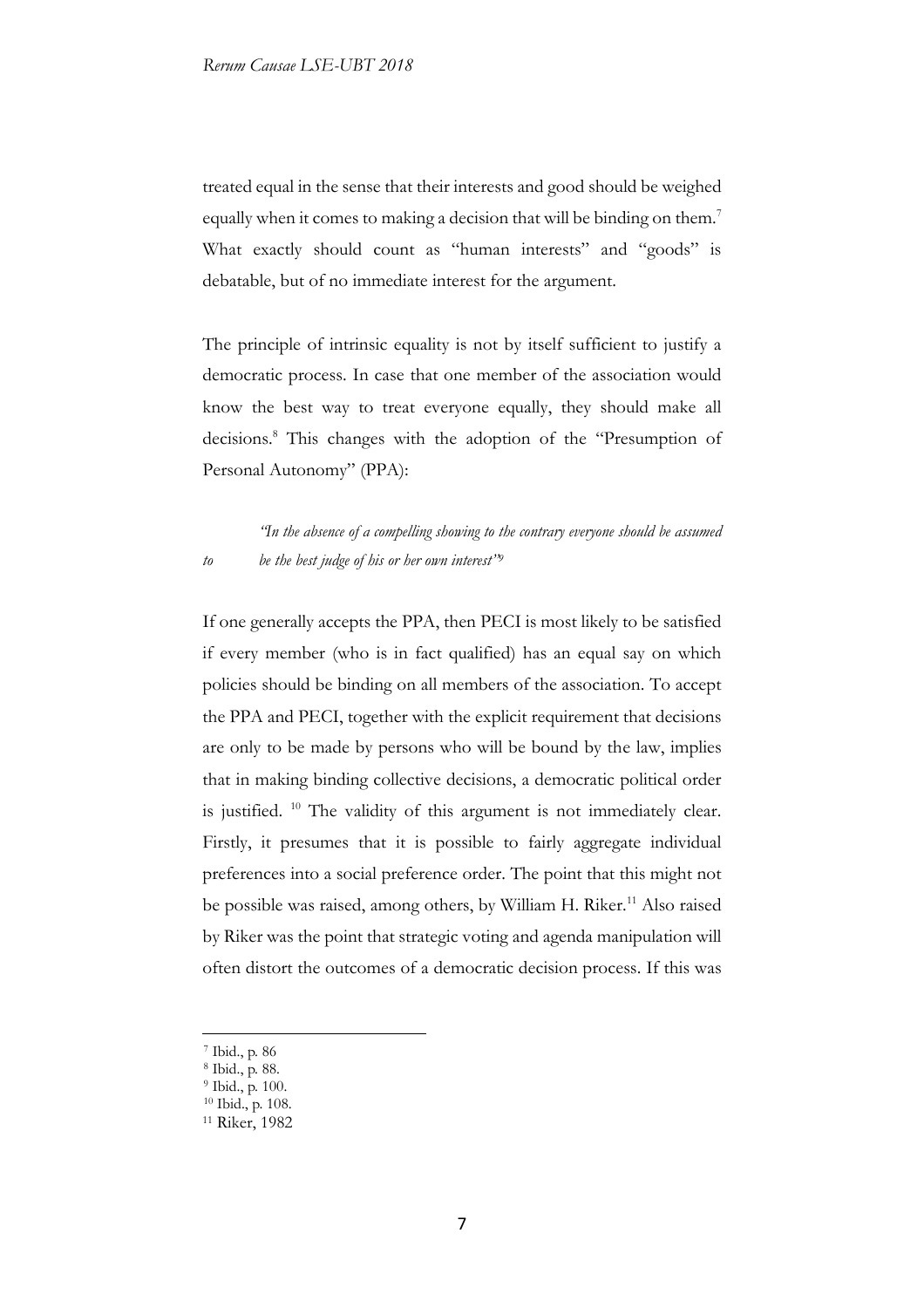treated equal in the sense that their interests and good should be weighed equally when it comes to making a decision that will be binding on them.[7] What exactly should count as "human interests" and "goods" is debatable, but of no immediate interest for the argument.

The principle of intrinsic equality is not by itself sufficient to justify a democratic process. In case that one member of the association would know the best way to treat everyone equally, they should make all decisions.[8] This changes with the adoption of the "Presumption of Personal Autonomy" (PPA):

> *"In the absence of a compelling showing to the contrary everyone should be assumed to be the best judge of his or her own interest"*[9]

If one generally accepts the PPA, then PECI is most likely to be satisfied if every member (who is in fact qualified) has an equal say on which policies should be binding on all members of the association. To accept the PPA and PECI, together with the explicit requirement that decisions are only to be made by persons who will be bound by the law, implies that in making binding collective decisions, a democratic political order is justified.[10] The validity of this argument is not immediately clear. Firstly, it presumes that it is possible to fairly aggregate individual preferences into a social preference order. The point that this might not be possible was raised, among others, by William H. Riker.[11] Also raised by Riker was the point that strategic voting and agenda manipulation will often distort the outcomes of a democratic decision process. If this was

---

[7] Ibid., p. 86

[8] Ibid., p. 88.

[9] Ibid., p. 100.

[10] Ibid., p. 108.

[11] Riker, 1982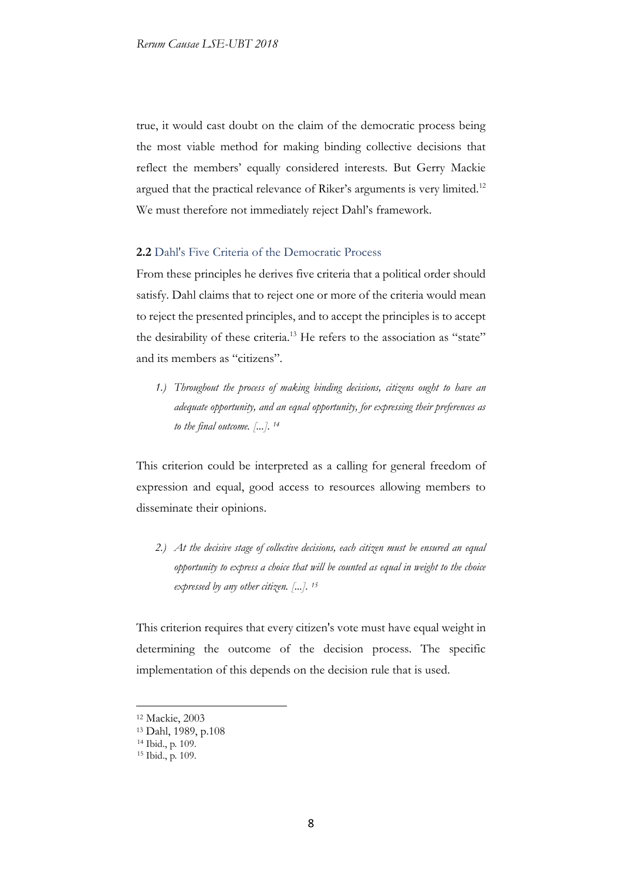true, it would cast doubt on the claim of the democratic process being the most viable method for making binding collective decisions that reflect the members' equally considered interests. But Gerry Mackie argued that the practical relevance of Riker's arguments is very limited.[12] We must therefore not immediately reject Dahl's framework.

### **2.2** Dahl's Five Criteria of the Democratic Process

From these principles he derives five criteria that a political order should satisfy. Dahl claims that to reject one or more of the criteria would mean to reject the presented principles, and to accept the principles is to accept the desirability of these criteria.[13] He refers to the association as "state" and its members as "citizens".

> *1.) Throughout the process of making binding decisions, citizens ought to have an adequate opportunity, and an equal opportunity, for expressing their preferences as to the final outcome. [...].* [14]

This criterion could be interpreted as a calling for general freedom of expression and equal, good access to resources allowing members to disseminate their opinions.

> *2.) At the decisive stage of collective decisions, each citizen must be ensured an equal opportunity to express a choice that will be counted as equal in weight to the choice expressed by any other citizen. [...].* [15]

This criterion requires that every citizen's vote must have equal weight in determining the outcome of the decision process. The specific implementation of this depends on the decision rule that is used.

---

[12] Mackie, 2003

[13] Dahl, 1989, p.108

[14] Ibid., p. 109.

[15] Ibid., p. 109.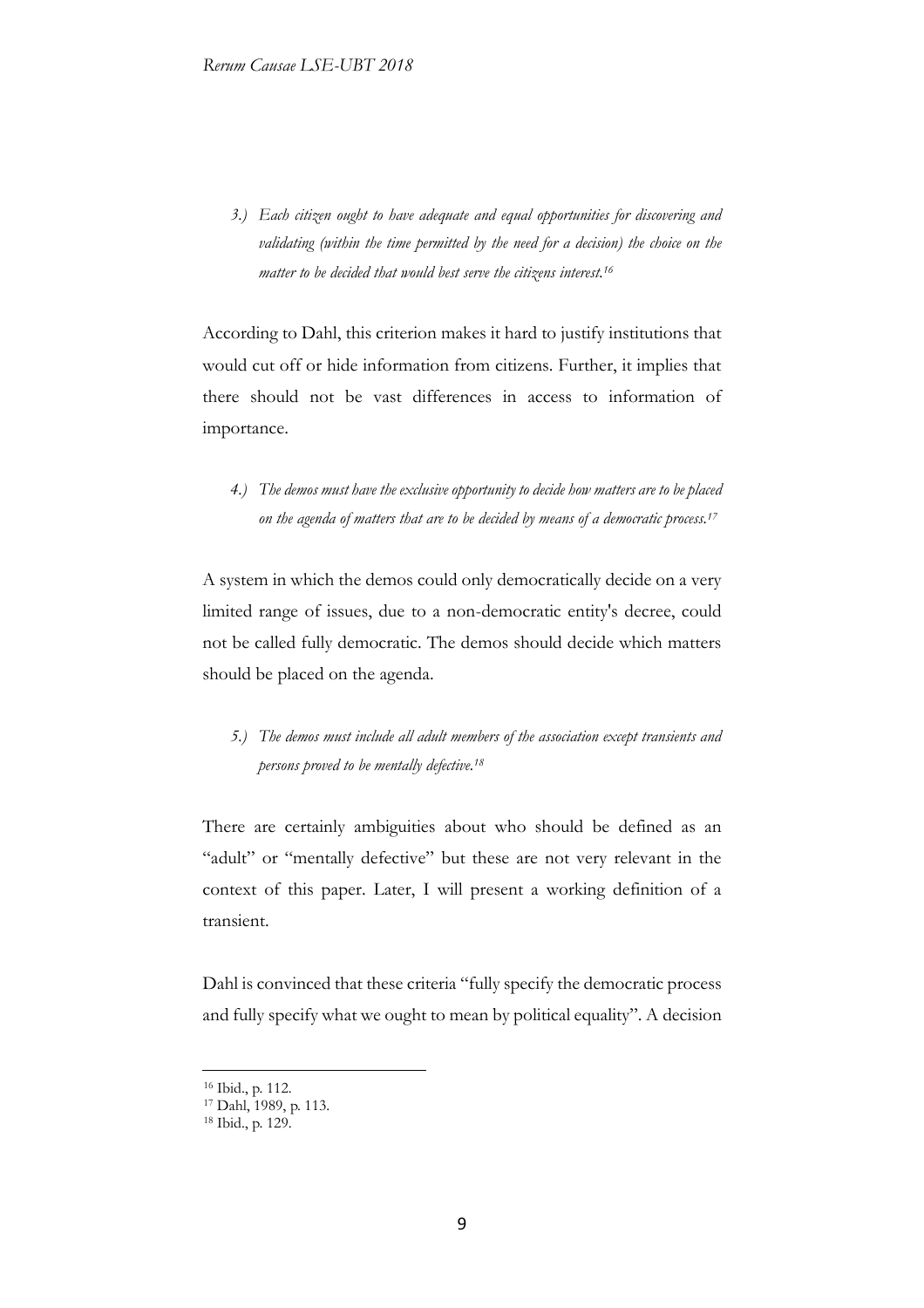> *3.) Each citizen ought to have adequate and equal opportunities for discovering and validating (within the time permitted by the need for a decision) the choice on the matter to be decided that would best serve the citizens interest.*[16]

According to Dahl, this criterion makes it hard to justify institutions that would cut off or hide information from citizens. Further, it implies that there should not be vast differences in access to information of importance.

> *4.) The demos must have the exclusive opportunity to decide how matters are to be placed on the agenda of matters that are to be decided by means of a democratic process.*[17]

A system in which the demos could only democratically decide on a very limited range of issues, due to a non-democratic entity's decree, could not be called fully democratic. The demos should decide which matters should be placed on the agenda.

> *5.) The demos must include all adult members of the association except transients and persons proved to be mentally defective.*[18]

There are certainly ambiguities about who should be defined as an "adult" or "mentally defective" but these are not very relevant in the context of this paper. Later, I will present a working definition of a transient.

Dahl is convinced that these criteria "fully specify the democratic process and fully specify what we ought to mean by political equality". A decision

---

[16] Ibid., p. 112.

[17] Dahl, 1989, p. 113.

[18] Ibid., p. 129.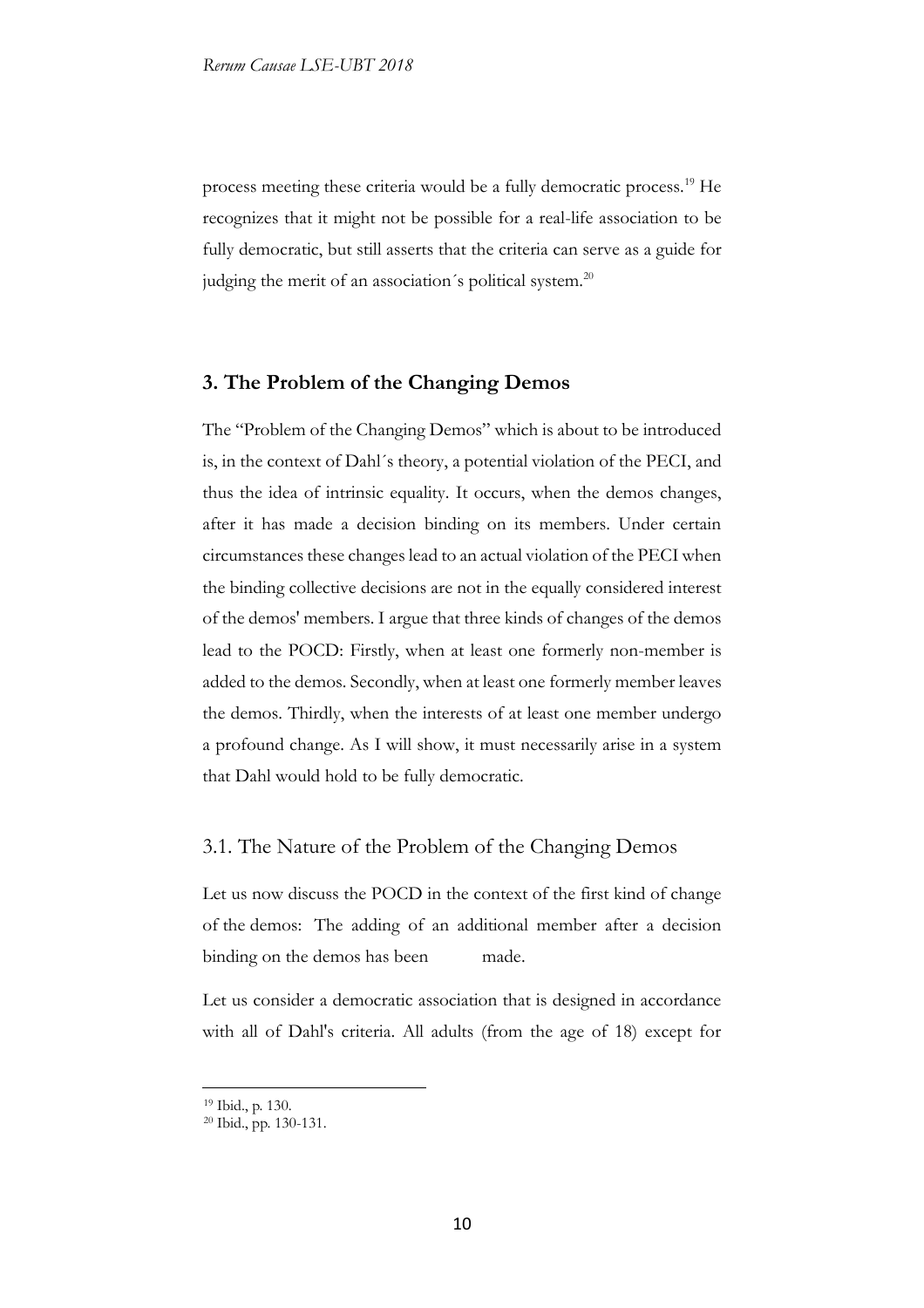process meeting these criteria would be a fully democratic process.[19] He recognizes that it might not be possible for a real-life association to be fully democratic, but still asserts that the criteria can serve as a guide for judging the merit of an association´s political system.[20]

## 3. The Problem of the Changing Demos

The "Problem of the Changing Demos" which is about to be introduced is, in the context of Dahl´s theory, a potential violation of the PECI, and thus the idea of intrinsic equality. It occurs, when the demos changes, after it has made a decision binding on its members. Under certain circumstances these changes lead to an actual violation of the PECI when the binding collective decisions are not in the equally considered interest of the demos' members. I argue that three kinds of changes of the demos lead to the POCD: Firstly, when at least one formerly non-member is added to the demos. Secondly, when at least one formerly member leaves the demos. Thirdly, when the interests of at least one member undergo a profound change. As I will show, it must necessarily arise in a system that Dahl would hold to be fully democratic.

### 3.1. The Nature of the Problem of the Changing Demos

Let us now discuss the POCD in the context of the first kind of change of the demos: The adding of an additional member after a decision binding on the demos has been made.

Let us consider a democratic association that is designed in accordance with all of Dahl's criteria. All adults (from the age of 18) except for

---

[19] Ibid., p. 130.

[20] Ibid., pp. 130-131.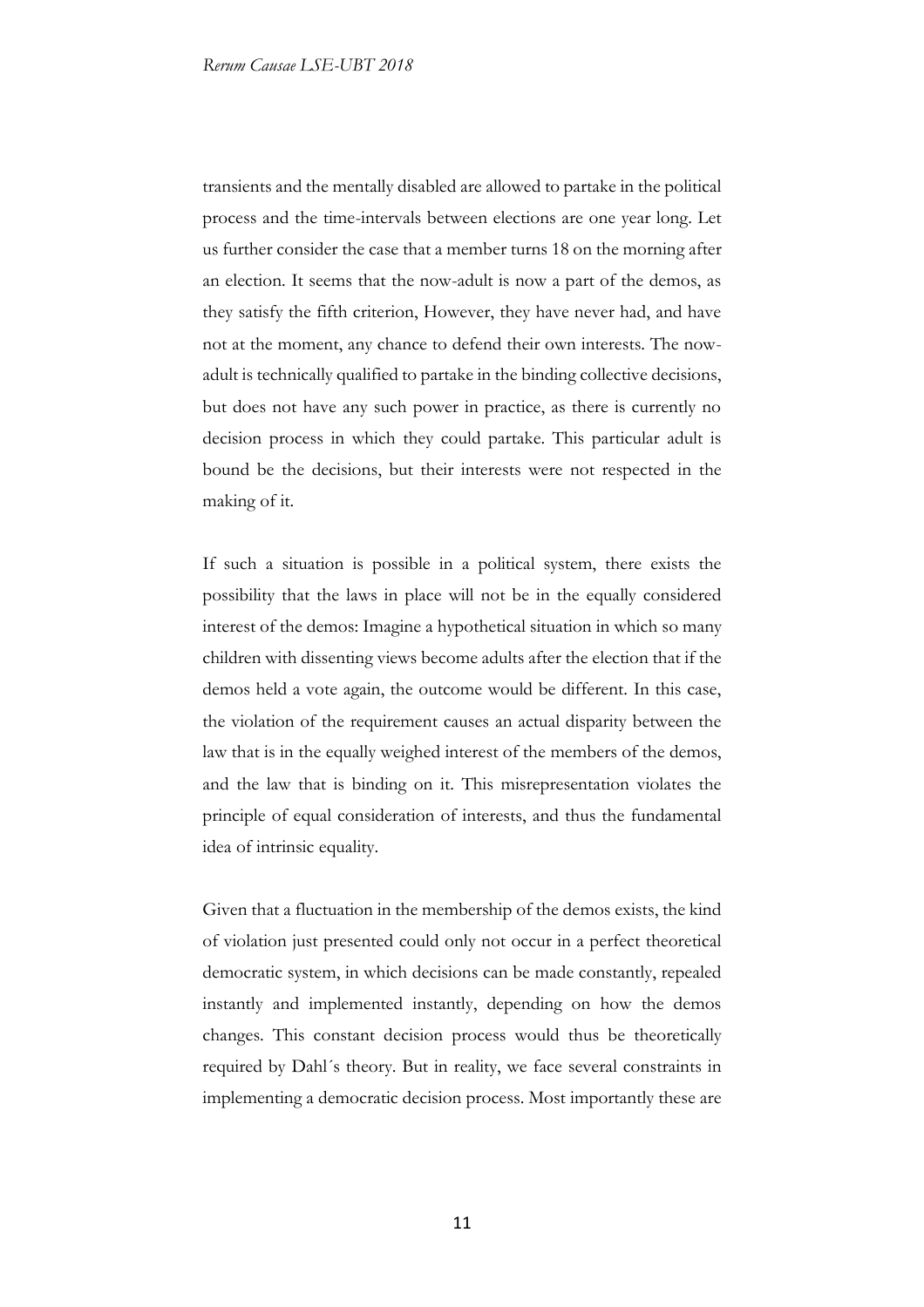transients and the mentally disabled are allowed to partake in the political process and the time-intervals between elections are one year long. Let us further consider the case that a member turns 18 on the morning after an election. It seems that the now-adult is now a part of the demos, as they satisfy the fifth criterion, However, they have never had, and have not at the moment, any chance to defend their own interests. The now-adult is technically qualified to partake in the binding collective decisions, but does not have any such power in practice, as there is currently no decision process in which they could partake. This particular adult is bound be the decisions, but their interests were not respected in the making of it.

If such a situation is possible in a political system, there exists the possibility that the laws in place will not be in the equally considered interest of the demos: Imagine a hypothetical situation in which so many children with dissenting views become adults after the election that if the demos held a vote again, the outcome would be different. In this case, the violation of the requirement causes an actual disparity between the law that is in the equally weighed interest of the members of the demos, and the law that is binding on it. This misrepresentation violates the principle of equal consideration of interests, and thus the fundamental idea of intrinsic equality.

Given that a fluctuation in the membership of the demos exists, the kind of violation just presented could only not occur in a perfect theoretical democratic system, in which decisions can be made constantly, repealed instantly and implemented instantly, depending on how the demos changes. This constant decision process would thus be theoretically required by Dahl´s theory. But in reality, we face several constraints in implementing a democratic decision process. Most importantly these are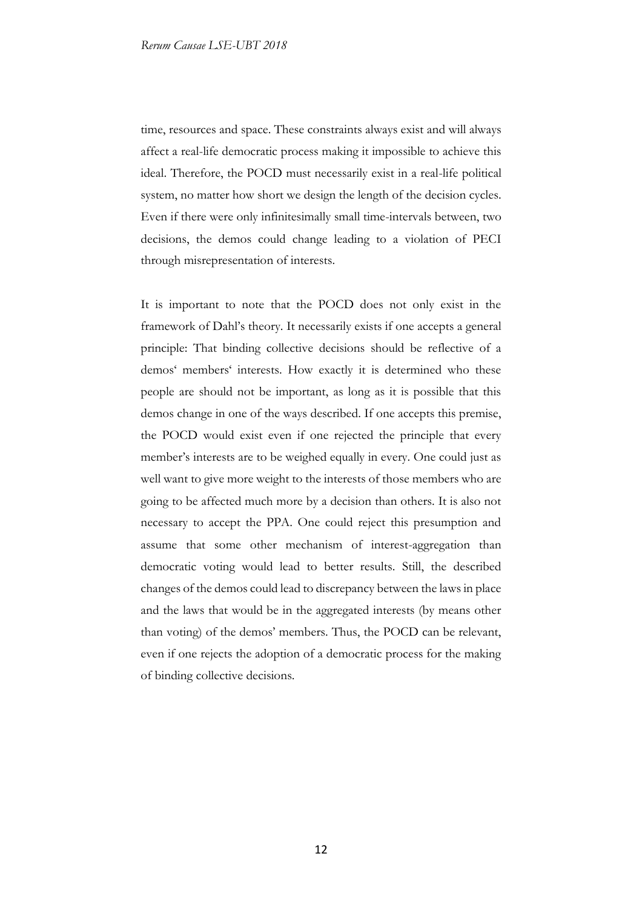time, resources and space. These constraints always exist and will always affect a real-life democratic process making it impossible to achieve this ideal. Therefore, the POCD must necessarily exist in a real-life political system, no matter how short we design the length of the decision cycles. Even if there were only infinitesimally small time-intervals between, two decisions, the demos could change leading to a violation of PECI through misrepresentation of interests.

It is important to note that the POCD does not only exist in the framework of Dahl's theory. It necessarily exists if one accepts a general principle: That binding collective decisions should be reflective of a demos' members' interests. How exactly it is determined who these people are should not be important, as long as it is possible that this demos change in one of the ways described. If one accepts this premise, the POCD would exist even if one rejected the principle that every member's interests are to be weighed equally in every. One could just as well want to give more weight to the interests of those members who are going to be affected much more by a decision than others. It is also not necessary to accept the PPA. One could reject this presumption and assume that some other mechanism of interest-aggregation than democratic voting would lead to better results. Still, the described changes of the demos could lead to discrepancy between the laws in place and the laws that would be in the aggregated interests (by means other than voting) of the demos' members. Thus, the POCD can be relevant, even if one rejects the adoption of a democratic process for the making of binding collective decisions.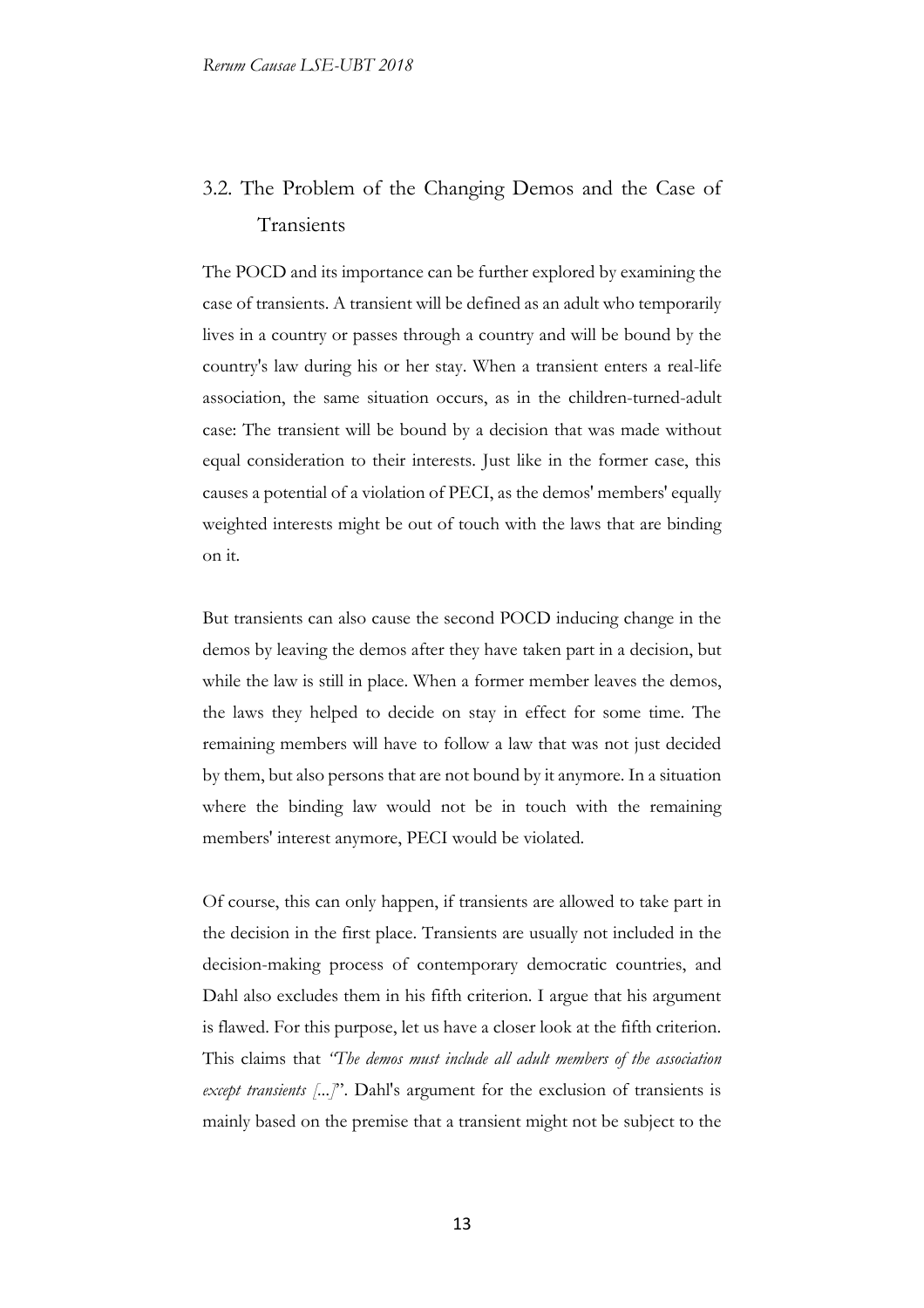## 3.2. The Problem of the Changing Demos and the Case of Transients

The POCD and its importance can be further explored by examining the case of transients. A transient will be defined as an adult who temporarily lives in a country or passes through a country and will be bound by the country's law during his or her stay. When a transient enters a real-life association, the same situation occurs, as in the children-turned-adult case: The transient will be bound by a decision that was made without equal consideration to their interests. Just like in the former case, this causes a potential of a violation of PECI, as the demos' members' equally weighted interests might be out of touch with the laws that are binding on it.

But transients can also cause the second POCD inducing change in the demos by leaving the demos after they have taken part in a decision, but while the law is still in place. When a former member leaves the demos, the laws they helped to decide on stay in effect for some time. The remaining members will have to follow a law that was not just decided by them, but also persons that are not bound by it anymore. In a situation where the binding law would not be in touch with the remaining members' interest anymore, PECI would be violated.

Of course, this can only happen, if transients are allowed to take part in the decision in the first place. Transients are usually not included in the decision-making process of contemporary democratic countries, and Dahl also excludes them in his fifth criterion. I argue that his argument is flawed. For this purpose, let us have a closer look at the fifth criterion. This claims that *"The demos must include all adult members of the association except transients [...]"*. Dahl's argument for the exclusion of transients is mainly based on the premise that a transient might not be subject to the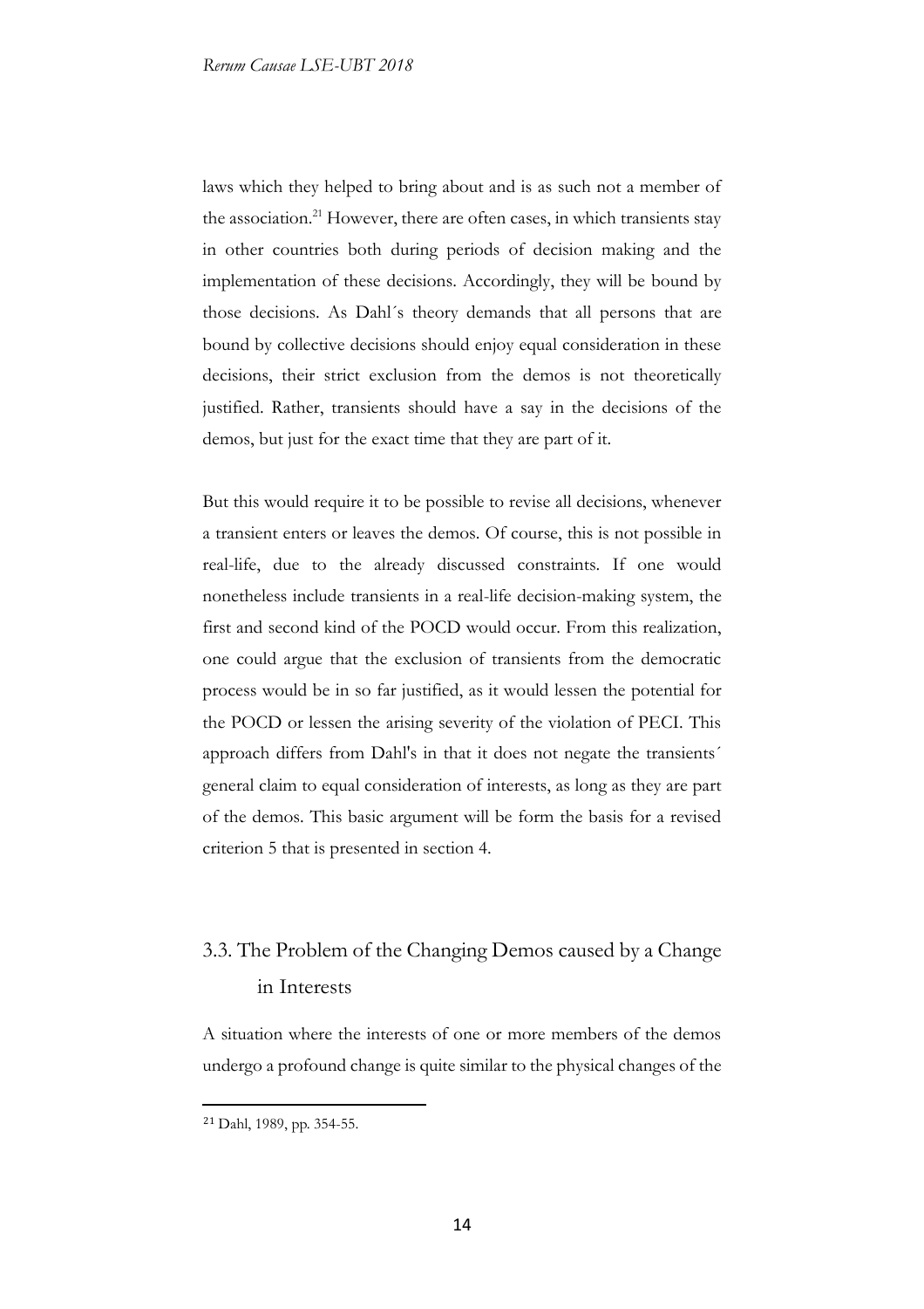laws which they helped to bring about and is as such not a member of the association.[21] However, there are often cases, in which transients stay in other countries both during periods of decision making and the implementation of these decisions. Accordingly, they will be bound by those decisions. As Dahl´s theory demands that all persons that are bound by collective decisions should enjoy equal consideration in these decisions, their strict exclusion from the demos is not theoretically justified. Rather, transients should have a say in the decisions of the demos, but just for the exact time that they are part of it.

But this would require it to be possible to revise all decisions, whenever a transient enters or leaves the demos. Of course, this is not possible in real-life, due to the already discussed constraints. If one would nonetheless include transients in a real-life decision-making system, the first and second kind of the POCD would occur. From this realization, one could argue that the exclusion of transients from the democratic process would be in so far justified, as it would lessen the potential for the POCD or lessen the arising severity of the violation of PECI. This approach differs from Dahl's in that it does not negate the transients´ general claim to equal consideration of interests, as long as they are part of the demos. This basic argument will be form the basis for a revised criterion 5 that is presented in section 4.

## 3.3. The Problem of the Changing Demos caused by a Change in Interests

A situation where the interests of one or more members of the demos undergo a profound change is quite similar to the physical changes of the

[21] Dahl, 1989, pp. 354-55.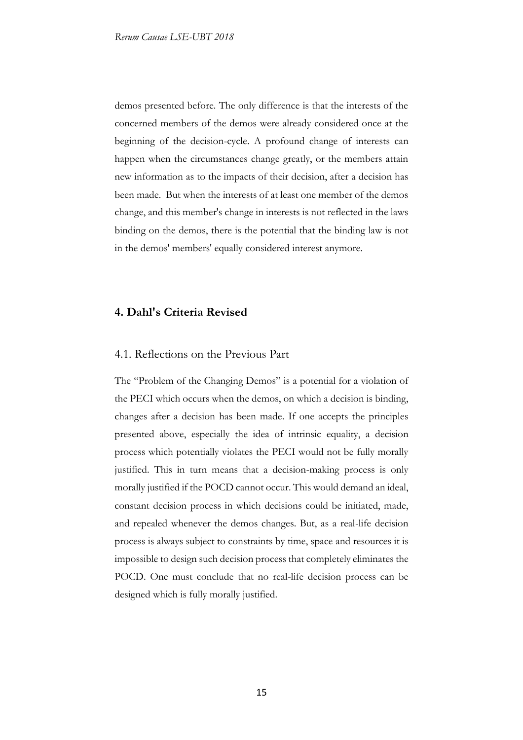demos presented before. The only difference is that the interests of the concerned members of the demos were already considered once at the beginning of the decision-cycle. A profound change of interests can happen when the circumstances change greatly, or the members attain new information as to the impacts of their decision, after a decision has been made. But when the interests of at least one member of the demos change, and this member's change in interests is not reflected in the laws binding on the demos, there is the potential that the binding law is not in the demos' members' equally considered interest anymore.

## 4. Dahl's Criteria Revised

### 4.1. Reflections on the Previous Part

The "Problem of the Changing Demos" is a potential for a violation of the PECI which occurs when the demos, on which a decision is binding, changes after a decision has been made. If one accepts the principles presented above, especially the idea of intrinsic equality, a decision process which potentially violates the PECI would not be fully morally justified. This in turn means that a decision-making process is only morally justified if the POCD cannot occur. This would demand an ideal, constant decision process in which decisions could be initiated, made, and repealed whenever the demos changes. But, as a real-life decision process is always subject to constraints by time, space and resources it is impossible to design such decision process that completely eliminates the POCD. One must conclude that no real-life decision process can be designed which is fully morally justified.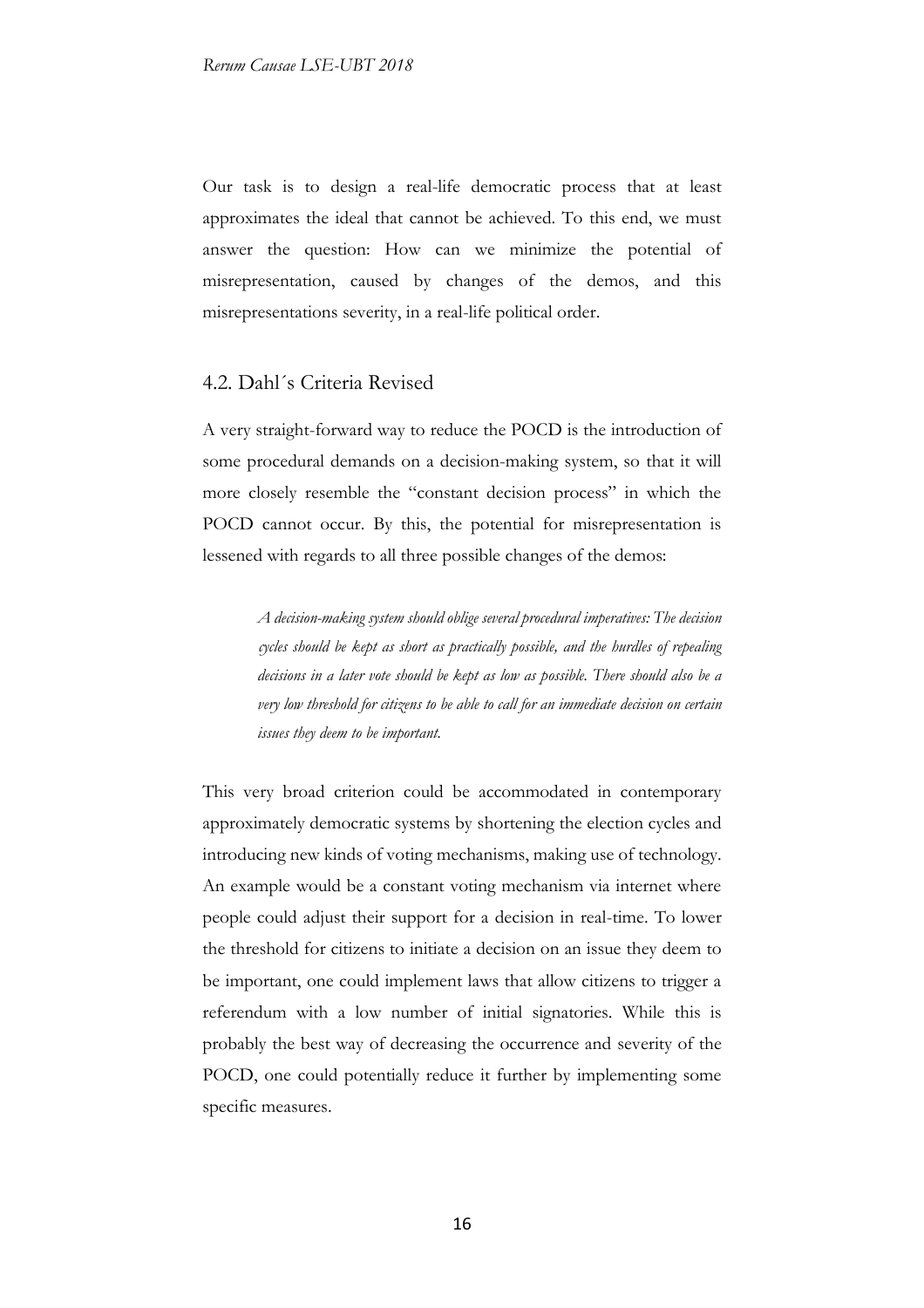Our task is to design a real-life democratic process that at least approximates the ideal that cannot be achieved. To this end, we must answer the question: How can we minimize the potential of misrepresentation, caused by changes of the demos, and this misrepresentations severity, in a real-life political order.

## 4.2. Dahl´s Criteria Revised

A very straight-forward way to reduce the POCD is the introduction of some procedural demands on a decision-making system, so that it will more closely resemble the "constant decision process" in which the POCD cannot occur. By this, the potential for misrepresentation is lessened with regards to all three possible changes of the demos:

> *A decision-making system should oblige several procedural imperatives: The decision cycles should be kept as short as practically possible, and the hurdles of repealing decisions in a later vote should be kept as low as possible. There should also be a very low threshold for citizens to be able to call for an immediate decision on certain issues they deem to be important.*

This very broad criterion could be accommodated in contemporary approximately democratic systems by shortening the election cycles and introducing new kinds of voting mechanisms, making use of technology. An example would be a constant voting mechanism via internet where people could adjust their support for a decision in real-time. To lower the threshold for citizens to initiate a decision on an issue they deem to be important, one could implement laws that allow citizens to trigger a referendum with a low number of initial signatories. While this is probably the best way of decreasing the occurrence and severity of the POCD, one could potentially reduce it further by implementing some specific measures.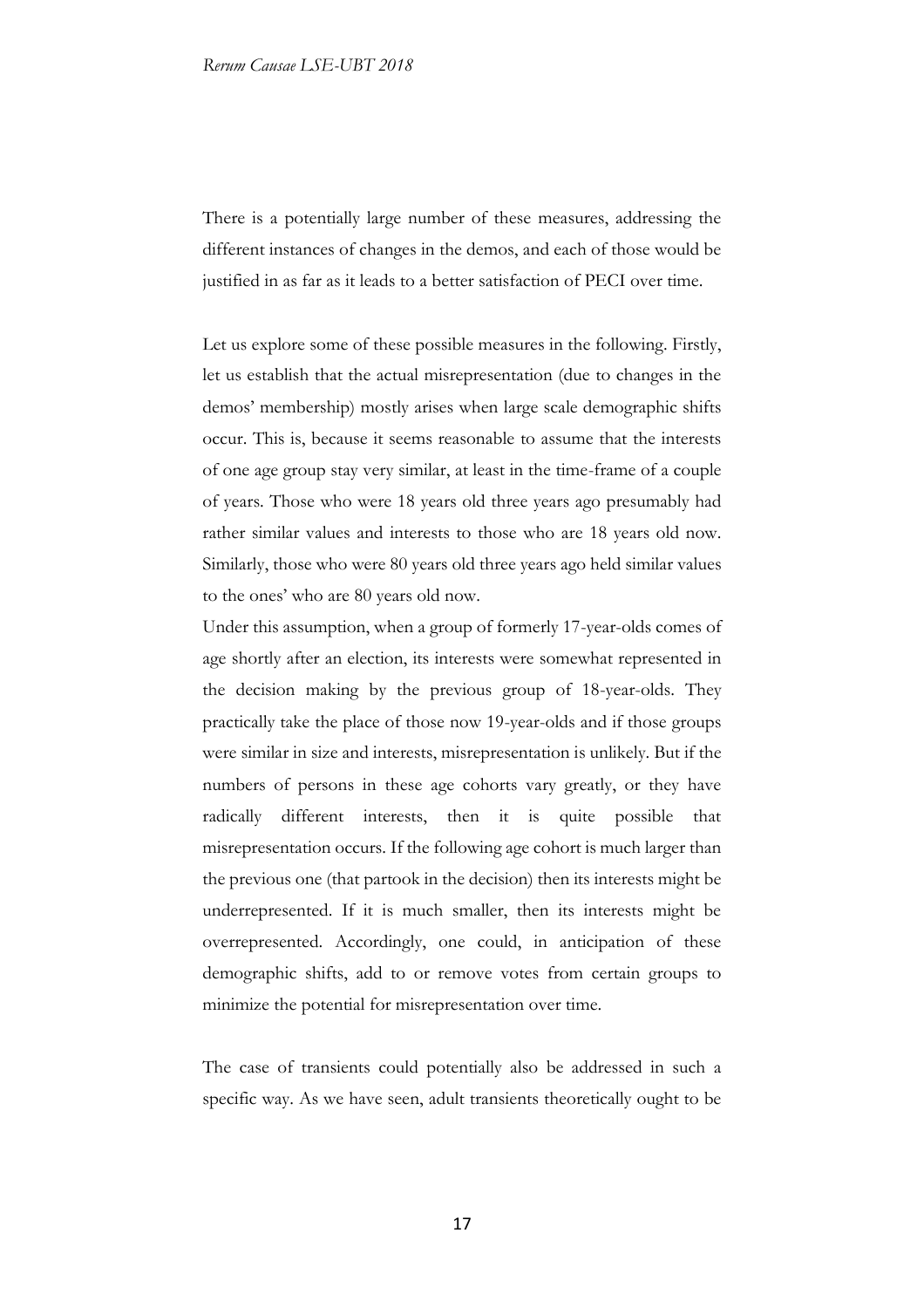There is a potentially large number of these measures, addressing the different instances of changes in the demos, and each of those would be justified in as far as it leads to a better satisfaction of PECI over time.

Let us explore some of these possible measures in the following. Firstly, let us establish that the actual misrepresentation (due to changes in the demos' membership) mostly arises when large scale demographic shifts occur. This is, because it seems reasonable to assume that the interests of one age group stay very similar, at least in the time-frame of a couple of years. Those who were 18 years old three years ago presumably had rather similar values and interests to those who are 18 years old now. Similarly, those who were 80 years old three years ago held similar values to the ones' who are 80 years old now.

Under this assumption, when a group of formerly 17-year-olds comes of age shortly after an election, its interests were somewhat represented in the decision making by the previous group of 18-year-olds. They practically take the place of those now 19-year-olds and if those groups were similar in size and interests, misrepresentation is unlikely. But if the numbers of persons in these age cohorts vary greatly, or they have radically different interests, then it is quite possible that misrepresentation occurs. If the following age cohort is much larger than the previous one (that partook in the decision) then its interests might be underrepresented. If it is much smaller, then its interests might be overrepresented. Accordingly, one could, in anticipation of these demographic shifts, add to or remove votes from certain groups to minimize the potential for misrepresentation over time.

The case of transients could potentially also be addressed in such a specific way. As we have seen, adult transients theoretically ought to be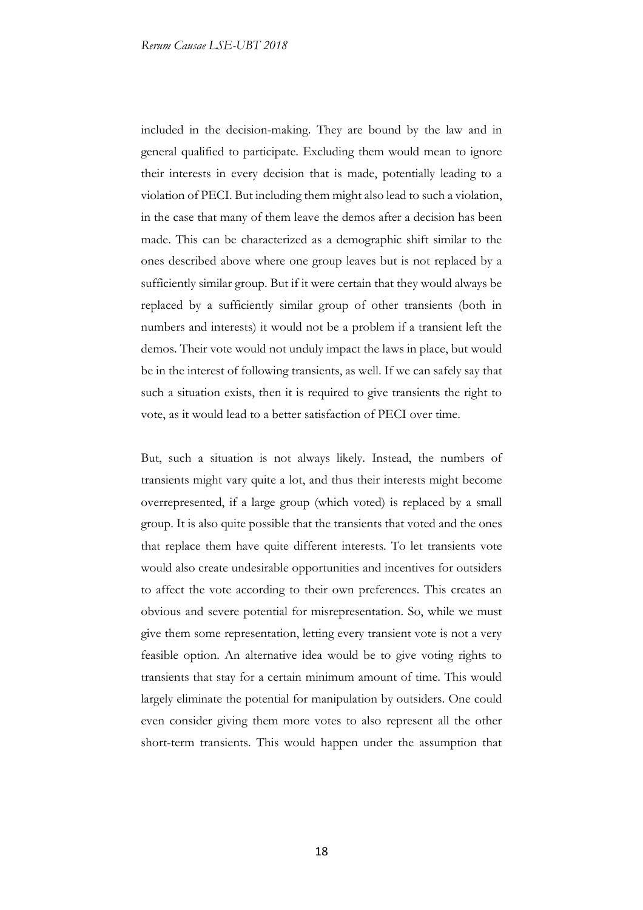included in the decision-making. They are bound by the law and in general qualified to participate. Excluding them would mean to ignore their interests in every decision that is made, potentially leading to a violation of PECI. But including them might also lead to such a violation, in the case that many of them leave the demos after a decision has been made. This can be characterized as a demographic shift similar to the ones described above where one group leaves but is not replaced by a sufficiently similar group. But if it were certain that they would always be replaced by a sufficiently similar group of other transients (both in numbers and interests) it would not be a problem if a transient left the demos. Their vote would not unduly impact the laws in place, but would be in the interest of following transients, as well. If we can safely say that such a situation exists, then it is required to give transients the right to vote, as it would lead to a better satisfaction of PECI over time.

But, such a situation is not always likely. Instead, the numbers of transients might vary quite a lot, and thus their interests might become overrepresented, if a large group (which voted) is replaced by a small group. It is also quite possible that the transients that voted and the ones that replace them have quite different interests. To let transients vote would also create undesirable opportunities and incentives for outsiders to affect the vote according to their own preferences. This creates an obvious and severe potential for misrepresentation. So, while we must give them some representation, letting every transient vote is not a very feasible option. An alternative idea would be to give voting rights to transients that stay for a certain minimum amount of time. This would largely eliminate the potential for manipulation by outsiders. One could even consider giving them more votes to also represent all the other short-term transients. This would happen under the assumption that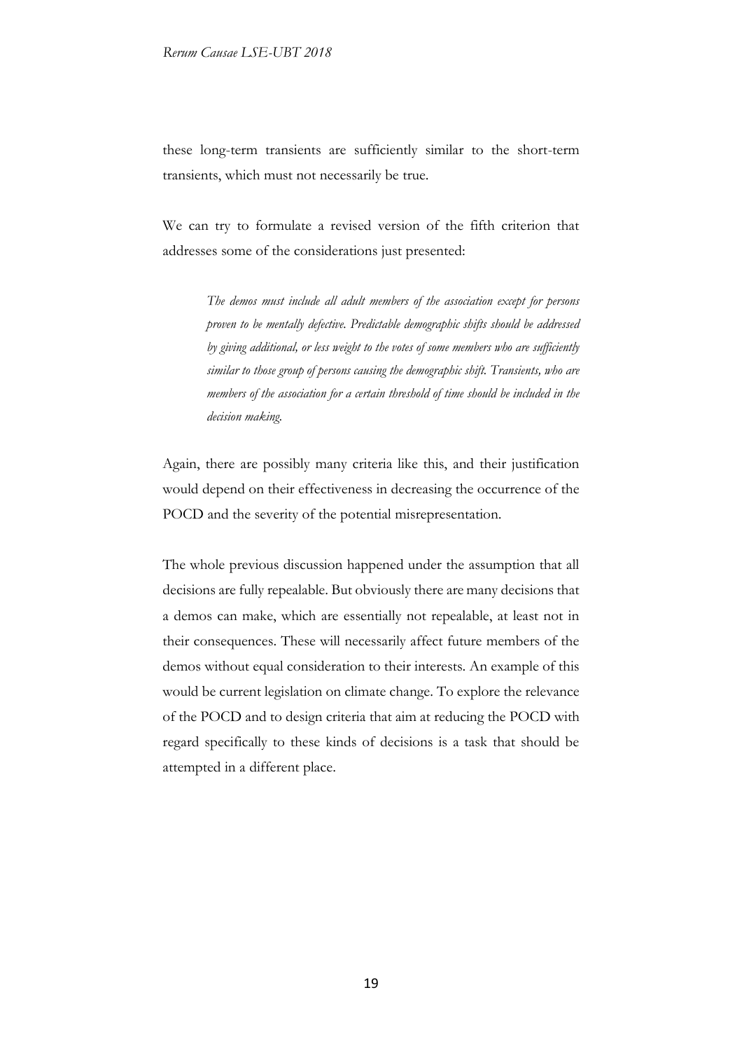these long-term transients are sufficiently similar to the short-term transients, which must not necessarily be true.

We can try to formulate a revised version of the fifth criterion that addresses some of the considerations just presented:

> *The demos must include all adult members of the association except for persons proven to be mentally defective. Predictable demographic shifts should be addressed by giving additional, or less weight to the votes of some members who are sufficiently similar to those group of persons causing the demographic shift. Transients, who are members of the association for a certain threshold of time should be included in the decision making.*

Again, there are possibly many criteria like this, and their justification would depend on their effectiveness in decreasing the occurrence of the POCD and the severity of the potential misrepresentation.

The whole previous discussion happened under the assumption that all decisions are fully repealable. But obviously there are many decisions that a demos can make, which are essentially not repealable, at least not in their consequences. These will necessarily affect future members of the demos without equal consideration to their interests. An example of this would be current legislation on climate change. To explore the relevance of the POCD and to design criteria that aim at reducing the POCD with regard specifically to these kinds of decisions is a task that should be attempted in a different place.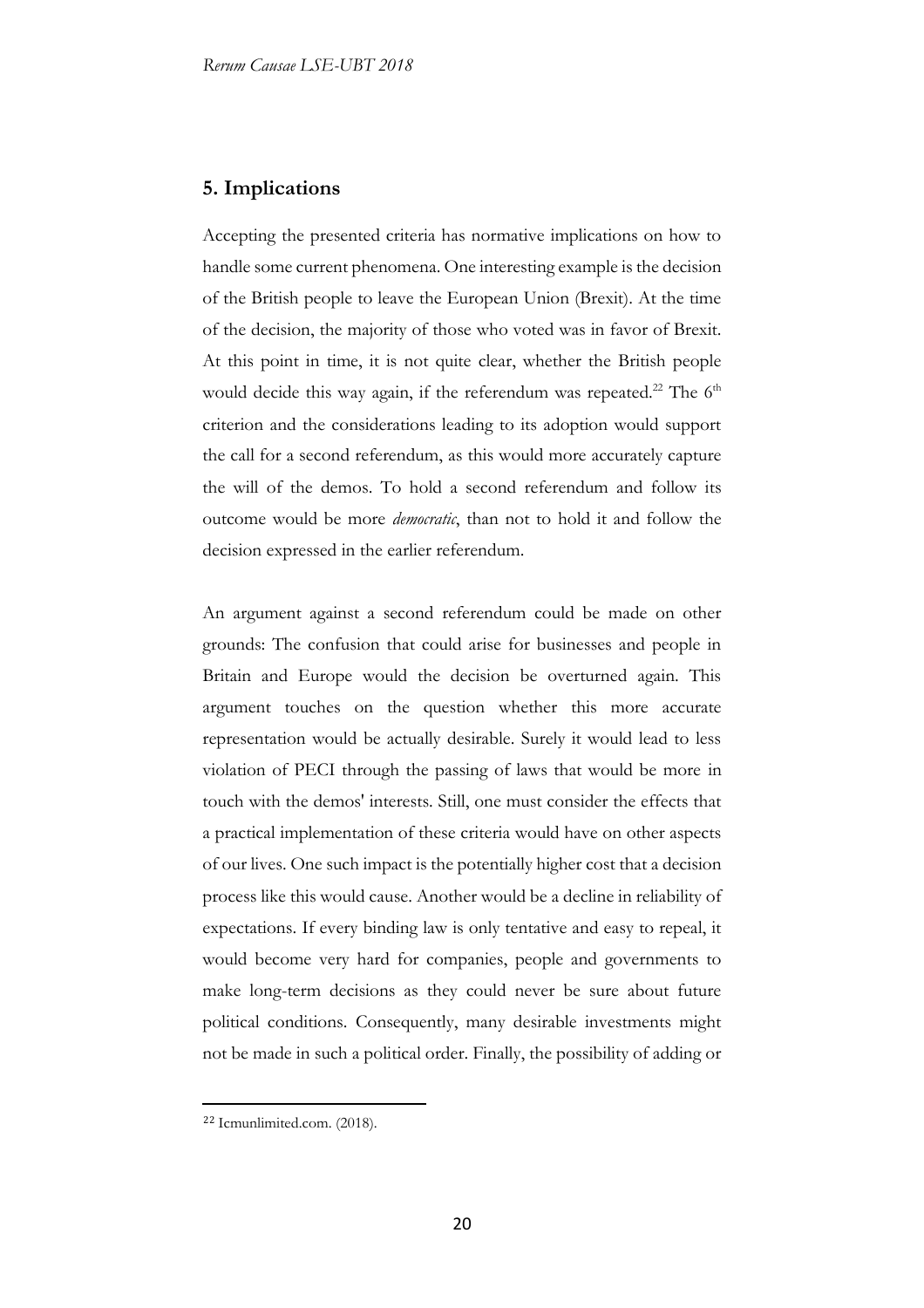## 5. Implications

Accepting the presented criteria has normative implications on how to handle some current phenomena. One interesting example is the decision of the British people to leave the European Union (Brexit). At the time of the decision, the majority of those who voted was in favor of Brexit. At this point in time, it is not quite clear, whether the British people would decide this way again, if the referendum was repeated.[22] The 6th criterion and the considerations leading to its adoption would support the call for a second referendum, as this would more accurately capture the will of the demos. To hold a second referendum and follow its outcome would be more *democratic*, than not to hold it and follow the decision expressed in the earlier referendum.

An argument against a second referendum could be made on other grounds: The confusion that could arise for businesses and people in Britain and Europe would the decision be overturned again. This argument touches on the question whether this more accurate representation would be actually desirable. Surely it would lead to less violation of PECI through the passing of laws that would be more in touch with the demos' interests. Still, one must consider the effects that a practical implementation of these criteria would have on other aspects of our lives. One such impact is the potentially higher cost that a decision process like this would cause. Another would be a decline in reliability of expectations. If every binding law is only tentative and easy to repeal, it would become very hard for companies, people and governments to make long-term decisions as they could never be sure about future political conditions. Consequently, many desirable investments might not be made in such a political order. Finally, the possibility of adding or

[22] Icmunlimited.com. (2018).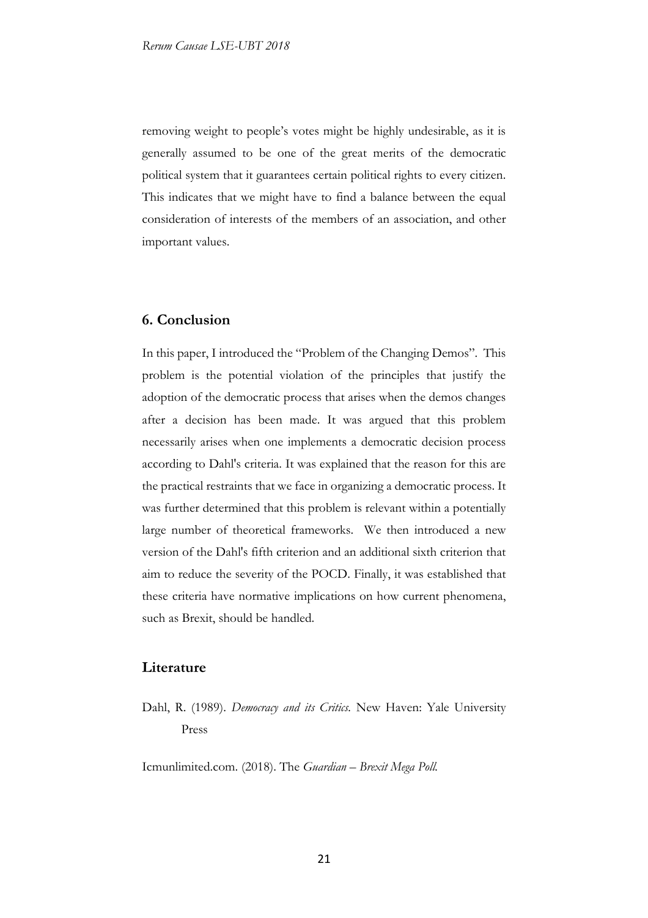removing weight to people's votes might be highly undesirable, as it is generally assumed to be one of the great merits of the democratic political system that it guarantees certain political rights to every citizen. This indicates that we might have to find a balance between the equal consideration of interests of the members of an association, and other important values.

## 6. Conclusion

In this paper, I introduced the "Problem of the Changing Demos". This problem is the potential violation of the principles that justify the adoption of the democratic process that arises when the demos changes after a decision has been made. It was argued that this problem necessarily arises when one implements a democratic decision process according to Dahl's criteria. It was explained that the reason for this are the practical restraints that we face in organizing a democratic process. It was further determined that this problem is relevant within a potentially large number of theoretical frameworks. We then introduced a new version of the Dahl's fifth criterion and an additional sixth criterion that aim to reduce the severity of the POCD. Finally, it was established that these criteria have normative implications on how current phenomena, such as Brexit, should be handled.

## Literature

Dahl, R. (1989). *Democracy and its Critics.* New Haven: Yale University Press

Icmunlimited.com. (2018). The *Guardian – Brexit Mega Poll.*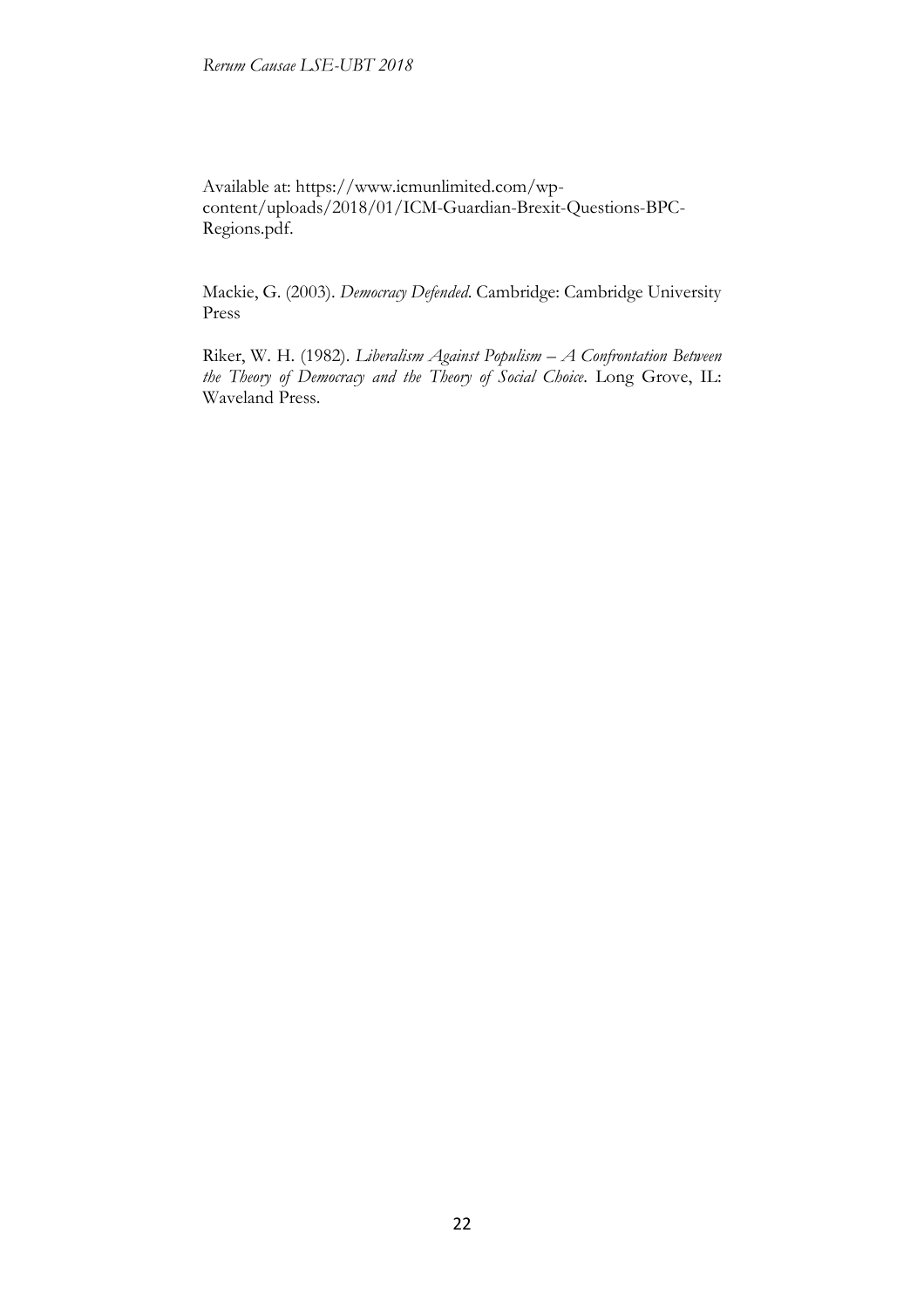Available at: https://www.icmunlimited.com/wp-content/uploads/2018/01/ICM-Guardian-Brexit-Questions-BPC-Regions.pdf.

Mackie, G. (2003). *Democracy Defended*. Cambridge: Cambridge University Press

Riker, W. H. (1982). *Liberalism Against Populism – A Confrontation Between the Theory of Democracy and the Theory of Social Choice*. Long Grove, IL: Waveland Press.